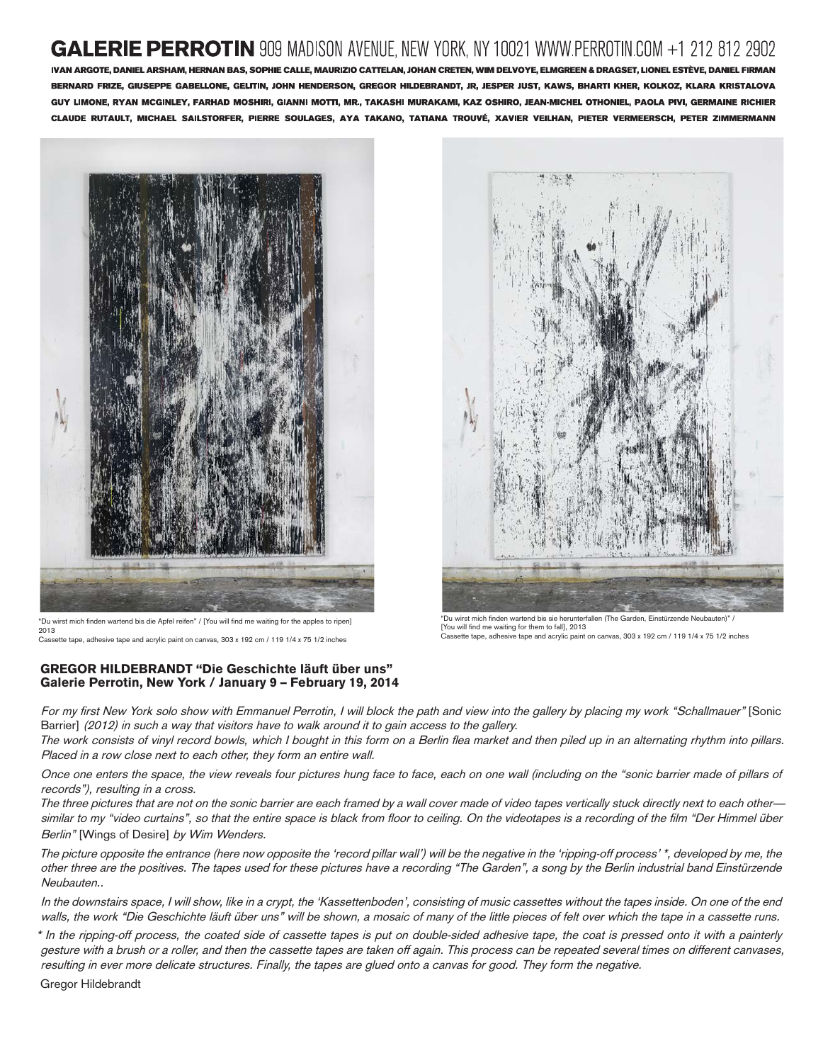# GALERIE PERROTIN 909 MADISON AVENUE, NEW YORK, NY 10021 WWW.PERROTIN.COM +1 212 812 2902

IVAN ARGOTE, DANIEL ARSHAM, HERNAN BAS, SOPHIE CALLE, MAURIZIO CATTELAN, JOHAN CRETEN, WIM DELVOYE, ELMGREEN & DRAGSET, LIONEL ESTÈVE, DANIEL FIRMAN BERNARD FRIZE, GIUSEPPE GABELLONE, GELITIN, JOHN HENDERSON, GREGOR HILDEBRANDT, JR, JESPER JUST, KAWS, BHARTI KHER, KOLKOZ, KLARA KRISTALOVA GUY LIMONE, RYAN MCGINLEY, FARHAD MOSHIRI, GIANNI MOTTI, MR., TAKASHI MURAKAMI, KAZ OSHIRO, JEAN-MICHEL OTHONIEL, PAOLA PIVI, GERMAINE RICHIER CLAUDE RUTAULT, MICHAEL SAILSTORFER, PIERRE SOULAGES, AYA TAKANO, TATIANA TROUVÉ, XAVIER VEILHAN, PIETER VERMEERSCH, PETER ZIMMERMANN

"Du wirst mich finden wartend bis die Apfel reifen" / [You will find me waiting for the apples to ripen]
2013
Cassette tape, adhesive tape and acrylic paint on canvas, 303 x 192 cm / 119 1/4 x 75 1/2 inches

"Du wirst mich finden wartend bis sie herunterfallen (The Garden, Einstürzende Neubauten)" /
[You will find me waiting for them to fall], 2013
Cassette tape, adhesive tape and acrylic paint on canvas, 303 x 192 cm / 119 1/4 x 75 1/2 inches

## GREGOR HILDEBRANDT "Die Geschichte läuft über uns"
## Galerie Perrotin, New York / January 9 – February 19, 2014

*For my first New York solo show with Emmanuel Perrotin, I will block the path and view into the gallery by placing my work "Schallmauer"* [Sonic Barrier] *(2012) in such a way that visitors have to walk around it to gain access to the gallery.*
*The work consists of vinyl record bowls, which I bought in this form on a Berlin flea market and then piled up in an alternating rhythm into pillars. Placed in a row close next to each other, they form an entire wall.*

*Once one enters the space, the view reveals four pictures hung face to face, each on one wall (including on the "sonic barrier made of pillars of records"), resulting in a cross.*
*The three pictures that are not on the sonic barrier are each framed by a wall cover made of video tapes vertically stuck directly next to each other—similar to my "video curtains", so that the entire space is black from floor to ceiling. On the videotapes is a recording of the film "Der Himmel über Berlin"* [Wings of Desire] *by Wim Wenders.*

*The picture opposite the entrance (here now opposite the 'record pillar wall') will be the negative in the 'ripping-off process' \*, developed by me, the other three are the positives. The tapes used for these pictures have a recording "The Garden", a song by the Berlin industrial band Einstürzende Neubauten..*

*In the downstairs space, I will show, like in a crypt, the 'Kassettenboden', consisting of music cassettes without the tapes inside. On one of the end walls, the work "Die Geschichte läuft über uns" will be shown, a mosaic of many of the little pieces of felt over which the tape in a cassette runs.*

*\* In the ripping-off process, the coated side of cassette tapes is put on double-sided adhesive tape, the coat is pressed onto it with a painterly gesture with a brush or a roller, and then the cassette tapes are taken off again. This process can be repeated several times on different canvases, resulting in ever more delicate structures. Finally, the tapes are glued onto a canvas for good. They form the negative.*

Gregor Hildebrandt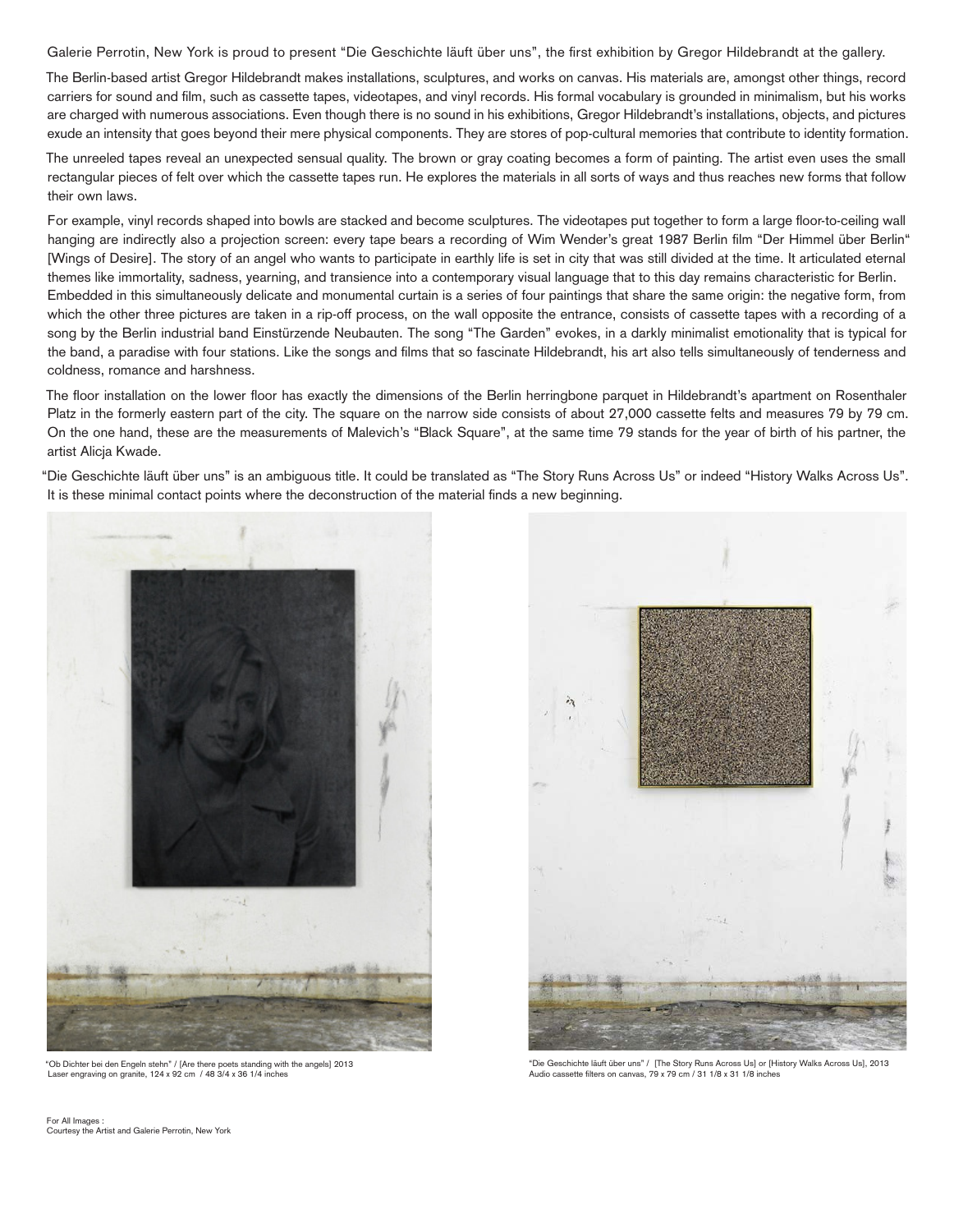Galerie Perrotin, New York is proud to present "Die Geschichte läuft über uns", the first exhibition by Gregor Hildebrandt at the gallery.

The Berlin-based artist Gregor Hildebrandt makes installations, sculptures, and works on canvas. His materials are, amongst other things, record carriers for sound and film, such as cassette tapes, videotapes, and vinyl records. His formal vocabulary is grounded in minimalism, but his works are charged with numerous associations. Even though there is no sound in his exhibitions, Gregor Hildebrandt's installations, objects, and pictures exude an intensity that goes beyond their mere physical components. They are stores of pop-cultural memories that contribute to identity formation.

The unreeled tapes reveal an unexpected sensual quality. The brown or gray coating becomes a form of painting. The artist even uses the small rectangular pieces of felt over which the cassette tapes run. He explores the materials in all sorts of ways and thus reaches new forms that follow their own laws.

For example, vinyl records shaped into bowls are stacked and become sculptures. The videotapes put together to form a large floor-to-ceiling wall hanging are indirectly also a projection screen: every tape bears a recording of Wim Wender's great 1987 Berlin film "Der Himmel über Berlin" [Wings of Desire]. The story of an angel who wants to participate in earthly life is set in city that was still divided at the time. It articulated eternal themes like immortality, sadness, yearning, and transience into a contemporary visual language that to this day remains characteristic for Berlin. Embedded in this simultaneously delicate and monumental curtain is a series of four paintings that share the same origin: the negative form, from which the other three pictures are taken in a rip-off process, on the wall opposite the entrance, consists of cassette tapes with a recording of a song by the Berlin industrial band Einstürzende Neubauten. The song "The Garden" evokes, in a darkly minimalist emotionality that is typical for the band, a paradise with four stations. Like the songs and films that so fascinate Hildebrandt, his art also tells simultaneously of tenderness and coldness, romance and harshness.

The floor installation on the lower floor has exactly the dimensions of the Berlin herringbone parquet in Hildebrandt's apartment on Rosenthaler Platz in the formerly eastern part of the city. The square on the narrow side consists of about 27,000 cassette felts and measures 79 by 79 cm. On the one hand, these are the measurements of Malevich's "Black Square", at the same time 79 stands for the year of birth of his partner, the artist Alicja Kwade.

"Die Geschichte läuft über uns" is an ambiguous title. It could be translated as "The Story Runs Across Us" or indeed "History Walks Across Us". It is these minimal contact points where the deconstruction of the material finds a new beginning.

"Ob Dichter bei den Engeln stehn" / [Are there poets standing with the angels] 2013
Laser engraving on granite, 124 x 92 cm / 48 3/4 x 36 1/4 inches

"Die Geschichte läuft über uns" / [The Story Runs Across Us] or [History Walks Across Us], 2013
Audio cassette filters on canvas, 79 x 79 cm / 31 1/8 x 31 1/8 inches

For All Images :
Courtesy the Artist and Galerie Perrotin, New York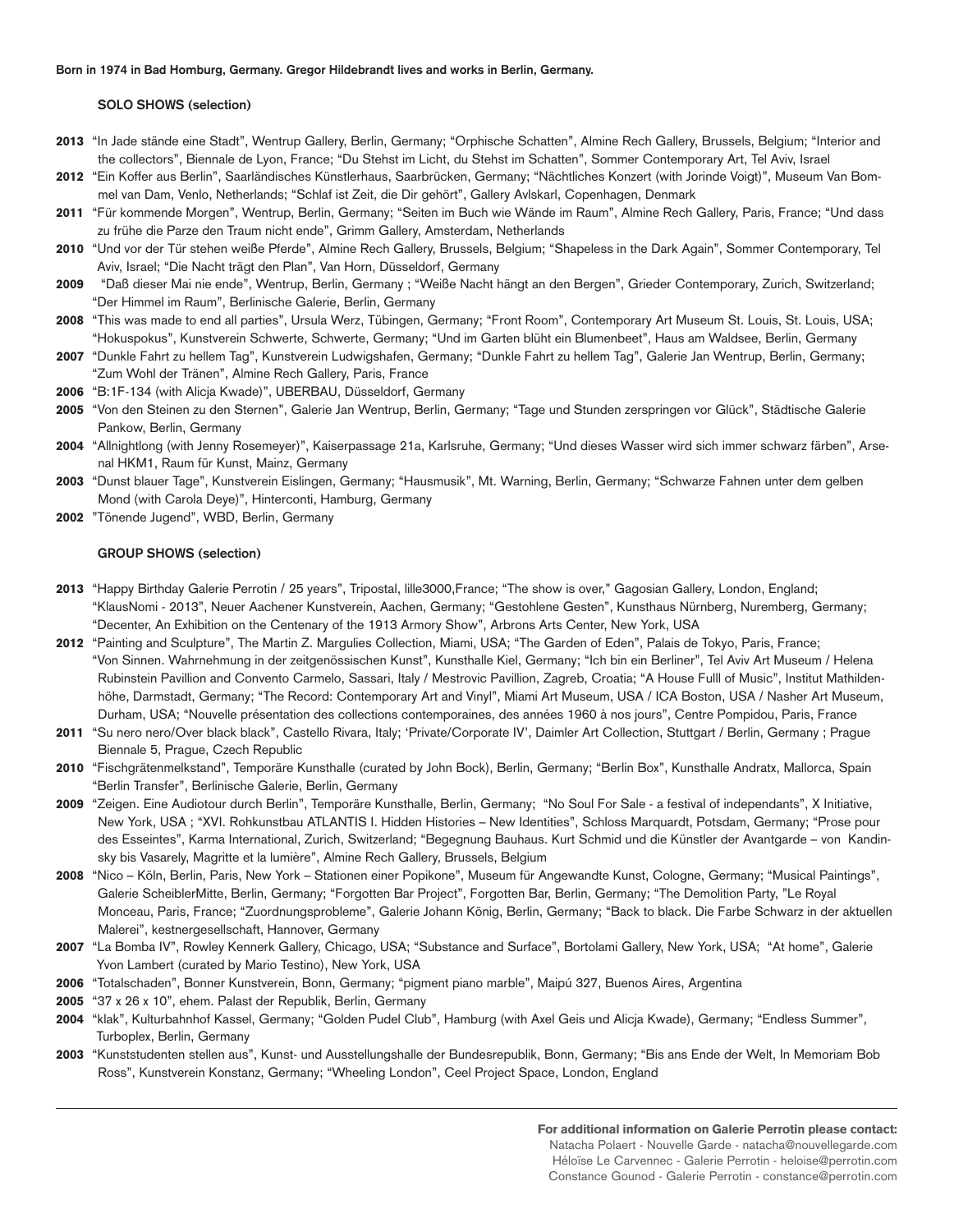**Born in 1974 in Bad Homburg, Germany. Gregor Hildebrandt lives and works in Berlin, Germany.**

### SOLO SHOWS (selection)

**2013** "In Jade stände eine Stadt", Wentrup Gallery, Berlin, Germany; "Orphische Schatten", Almine Rech Gallery, Brussels, Belgium; "Interior and the collectors", Biennale de Lyon, France; "Du Stehst im Licht, du Stehst im Schatten", Sommer Contemporary Art, Tel Aviv, Israel

**2012** "Ein Koffer aus Berlin", Saarländisches Künstlerhaus, Saarbrücken, Germany; "Nächtliches Konzert (with Jorinde Voigt)", Museum Van Bommel van Dam, Venlo, Netherlands; "Schlaf ist Zeit, die Dir gehört", Gallery Avlskarl, Copenhagen, Denmark

**2011** "Für kommende Morgen", Wentrup, Berlin, Germany; "Seiten im Buch wie Wände im Raum", Almine Rech Gallery, Paris, France; "Und dass zu frühe die Parze den Traum nicht ende", Grimm Gallery, Amsterdam, Netherlands

**2010** "Und vor der Tür stehen weiße Pferde", Almine Rech Gallery, Brussels, Belgium; "Shapeless in the Dark Again", Sommer Contemporary, Tel Aviv, Israel; "Die Nacht trägt den Plan", Van Horn, Düsseldorf, Germany

**2009** "Daß dieser Mai nie ende", Wentrup, Berlin, Germany ; "Weiße Nacht hängt an den Bergen", Grieder Contemporary, Zurich, Switzerland; "Der Himmel im Raum", Berlinische Galerie, Berlin, Germany

**2008** "This was made to end all parties", Ursula Werz, Tübingen, Germany; "Front Room", Contemporary Art Museum St. Louis, St. Louis, USA; "Hokuspokus", Kunstverein Schwerte, Schwerte, Germany; "Und im Garten blüht ein Blumenbeet", Haus am Waldsee, Berlin, Germany

**2007** "Dunkle Fahrt zu hellem Tag", Kunstverein Ludwigshafen, Germany; "Dunkle Fahrt zu hellem Tag", Galerie Jan Wentrup, Berlin, Germany; "Zum Wohl der Tränen", Almine Rech Gallery, Paris, France

**2006** "B:1F-134 (with Alicja Kwade)", UBERBAU, Düsseldorf, Germany

**2005** "Von den Steinen zu den Sternen", Galerie Jan Wentrup, Berlin, Germany; "Tage und Stunden zerspringen vor Glück", Städtische Galerie Pankow, Berlin, Germany

**2004** "Allnightlong (with Jenny Rosemeyer)", Kaiserpassage 21a, Karlsruhe, Germany; "Und dieses Wasser wird sich immer schwarz färben", Arsenal HKM1, Raum für Kunst, Mainz, Germany

**2003** "Dunst blauer Tage", Kunstverein Eislingen, Germany; "Hausmusik", Mt. Warning, Berlin, Germany; "Schwarze Fahnen unter dem gelben Mond (with Carola Deye)", Hinterconti, Hamburg, Germany

**2002** "Tönende Jugend", WBD, Berlin, Germany

### GROUP SHOWS (selection)

**2013** "Happy Birthday Galerie Perrotin / 25 years", Tripostal, lille3000,France; "The show is over," Gagosian Gallery, London, England; "KlausNomi - 2013", Neuer Aachener Kunstverein, Aachen, Germany; "Gestohlene Gesten", Kunsthaus Nürnberg, Nuremberg, Germany; "Decenter, An Exhibition on the Centenary of the 1913 Armory Show", Arbrons Arts Center, New York, USA

**2012** "Painting and Sculpture", The Martin Z. Margulies Collection, Miami, USA; "The Garden of Eden", Palais de Tokyo, Paris, France; "Von Sinnen. Wahrnehmung in der zeitgenössischen Kunst", Kunsthalle Kiel, Germany; "Ich bin ein Berliner", Tel Aviv Art Museum / Helena Rubinstein Pavillion and Convento Carmelo, Sassari, Italy / Mestrovic Pavillion, Zagreb, Croatia; "A House Fulll of Music", Institut Mathildenhöhe, Darmstadt, Germany; "The Record: Contemporary Art and Vinyl", Miami Art Museum, USA / ICA Boston, USA / Nasher Art Museum, Durham, USA; "Nouvelle présentation des collections contemporaines, des années 1960 à nos jours", Centre Pompidou, Paris, France

**2011** "Su nero nero/Over black black", Castello Rivara, Italy; 'Private/Corporate IV', Daimler Art Collection, Stuttgart / Berlin, Germany ; Prague Biennale 5, Prague, Czech Republic

**2010** "Fischgrätenmelkstand", Temporäre Kunsthalle (curated by John Bock), Berlin, Germany; "Berlin Box", Kunsthalle Andratx, Mallorca, Spain "Berlin Transfer", Berlinische Galerie, Berlin, Germany

**2009** "Zeigen. Eine Audiotour durch Berlin", Temporäre Kunsthalle, Berlin, Germany; "No Soul For Sale - a festival of independants", X Initiative, New York, USA ; "XVI. Rohkunstbau ATLANTIS I. Hidden Histories – New Identities", Schloss Marquardt, Potsdam, Germany; "Prose pour des Esseintes", Karma International, Zurich, Switzerland; "Begegnung Bauhaus. Kurt Schmid und die Künstler der Avantgarde – von Kandinsky bis Vasarely, Magritte et la lumière", Almine Rech Gallery, Brussels, Belgium

**2008** "Nico – Köln, Berlin, Paris, New York – Stationen einer Popikone", Museum für Angewandte Kunst, Cologne, Germany; "Musical Paintings", Galerie ScheiblerMitte, Berlin, Germany; "Forgotten Bar Project", Forgotten Bar, Berlin, Germany; "The Demolition Party, "Le Royal Monceau, Paris, France; "Zuordnungsprobleme", Galerie Johann König, Berlin, Germany; "Back to black. Die Farbe Schwarz in der aktuellen Malerei", kestnergesellschaft, Hannover, Germany

**2007** "La Bomba IV", Rowley Kennerk Gallery, Chicago, USA; "Substance and Surface", Bortolami Gallery, New York, USA; "At home", Galerie Yvon Lambert (curated by Mario Testino), New York, USA

**2006** "Totalschaden", Bonner Kunstverein, Bonn, Germany; "pigment piano marble", Maipú 327, Buenos Aires, Argentina

**2005** "37 x 26 x 10", ehem. Palast der Republik, Berlin, Germany

**2004** "klak", Kulturbahnhof Kassel, Germany; "Golden Pudel Club", Hamburg (with Axel Geis and Alicja Kwade), Germany; "Endless Summer", Turboplex, Berlin, Germany

**2003** "Kunststudenten stellen aus", Kunst- und Ausstellungshalle der Bundesrepublik, Bonn, Germany; "Bis ans Ende der Welt, In Memoriam Bob Ross", Kunstverein Konstanz, Germany; "Wheeling London", Ceel Project Space, London, England

---

**For additional information on Galerie Perrotin please contact:**
Natacha Polaert - Nouvelle Garde - natacha@nouvellegarde.com
Héloïse Le Carvennec - Galerie Perrotin - heloise@perrotin.com
Constance Gounod - Galerie Perrotin - constance@perrotin.com